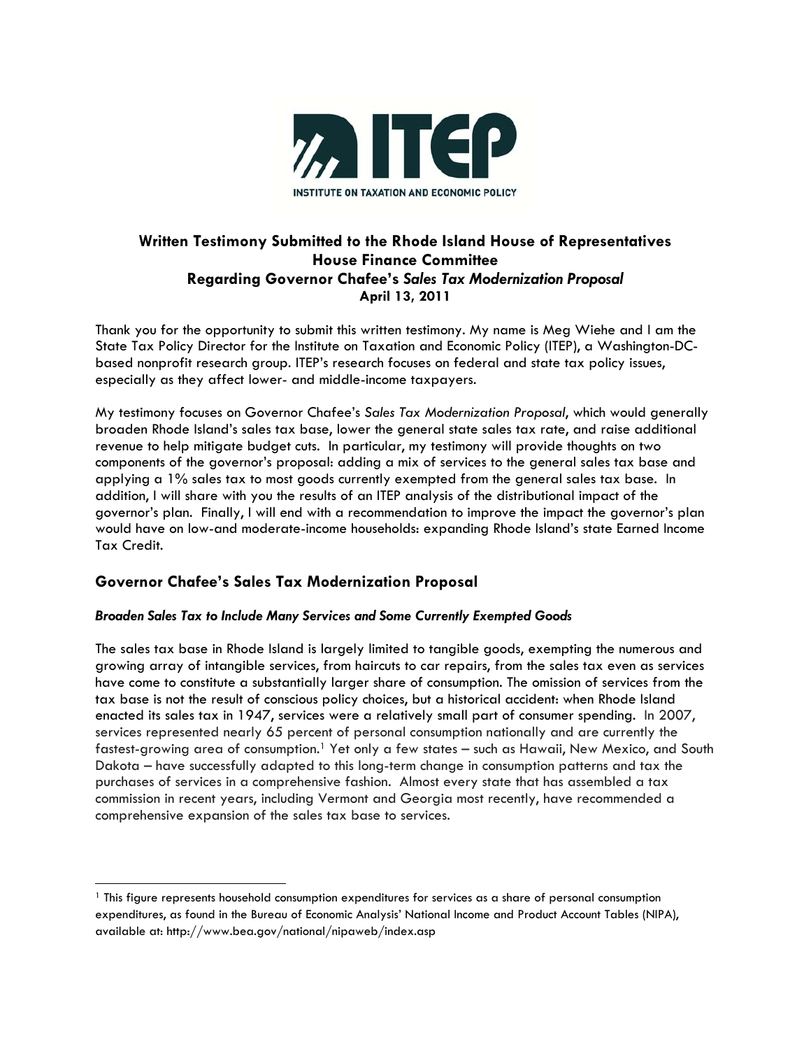**Written Testimony Submitted to the Rhode Island House of Representatives**
**House Finance Committee**
**Regarding Governor Chafee's *Sales Tax Modernization Proposal***
**April 13, 2011**

Thank you for the opportunity to submit this written testimony. My name is Meg Wiehe and I am the State Tax Policy Director for the Institute on Taxation and Economic Policy (ITEP), a Washington-DC-based nonprofit research group. ITEP's research focuses on federal and state tax policy issues, especially as they affect lower- and middle-income taxpayers.

My testimony focuses on Governor Chafee's *Sales Tax Modernization Proposal*, which would generally broaden Rhode Island's sales tax base, lower the general state sales tax rate, and raise additional revenue to help mitigate budget cuts. In particular, my testimony will provide thoughts on two components of the governor's proposal: adding a mix of services to the general sales tax base and applying a 1% sales tax to most goods currently exempted from the general sales tax base. In addition, I will share with you the results of an ITEP analysis of the distributional impact of the governor's plan. Finally, I will end with a recommendation to improve the impact the governor's plan would have on low-and moderate-income households: expanding Rhode Island's state Earned Income Tax Credit.

## Governor Chafee's Sales Tax Modernization Proposal

### *Broaden Sales Tax to Include Many Services and Some Currently Exempted Goods*

The sales tax base in Rhode Island is largely limited to tangible goods, exempting the numerous and growing array of intangible services, from haircuts to car repairs, from the sales tax even as services have come to constitute a substantially larger share of consumption. The omission of services from the tax base is not the result of conscious policy choices, but a historical accident: when Rhode Island enacted its sales tax in 1947, services were a relatively small part of consumer spending. In 2007, services represented nearly 65 percent of personal consumption nationally and are currently the fastest-growing area of consumption.[1] Yet only a few states – such as Hawaii, New Mexico, and South Dakota – have successfully adapted to this long-term change in consumption patterns and tax the purchases of services in a comprehensive fashion. Almost every state that has assembled a tax commission in recent years, including Vermont and Georgia most recently, have recommended a comprehensive expansion of the sales tax base to services.

---

[1] This figure represents household consumption expenditures for services as a share of personal consumption expenditures, as found in the Bureau of Economic Analysis' National Income and Product Account Tables (NIPA), available at: http://www.bea.gov/national/nipaweb/index.asp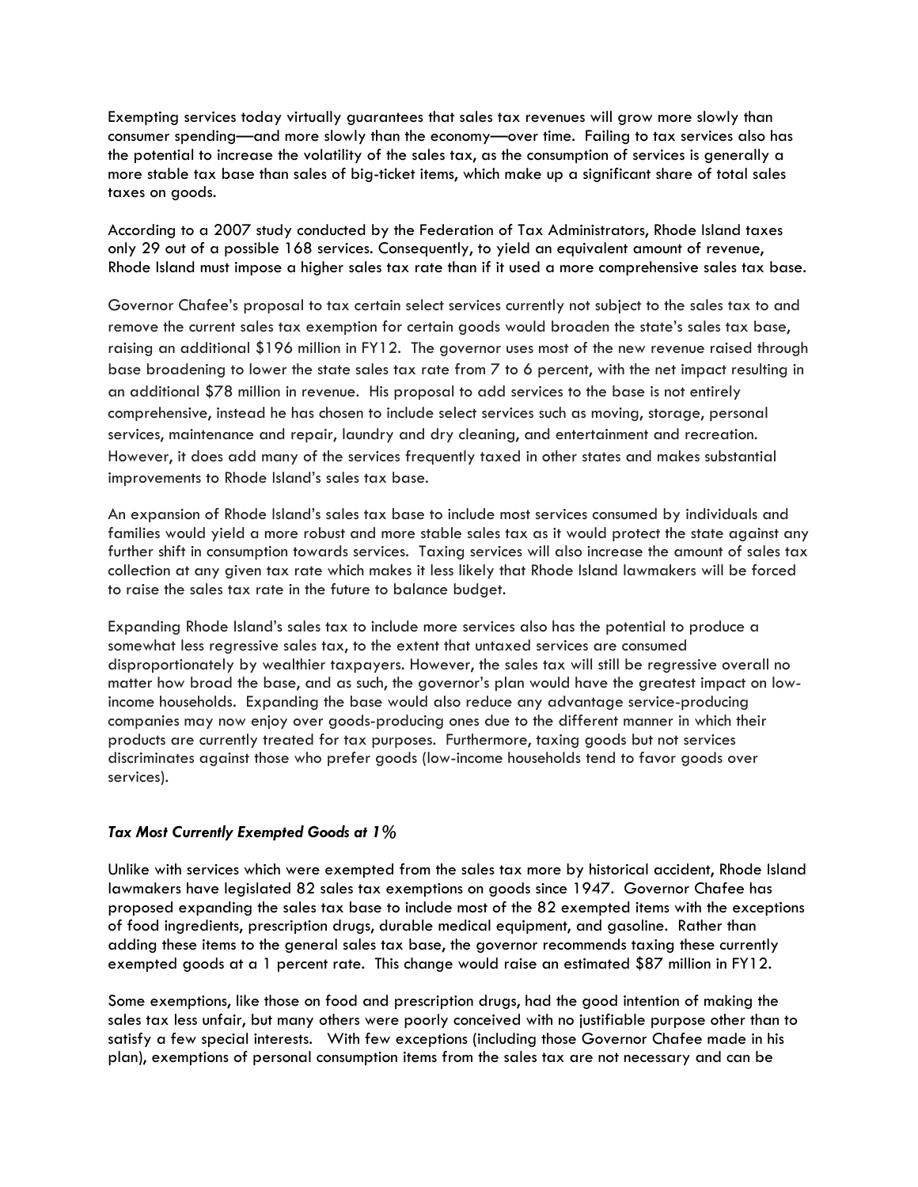Exempting services today virtually guarantees that sales tax revenues will grow more slowly than consumer spending—and more slowly than the economy—over time. Failing to tax services also has the potential to increase the volatility of the sales tax, as the consumption of services is generally a more stable tax base than sales of big-ticket items, which make up a significant share of total sales taxes on goods.

According to a 2007 study conducted by the Federation of Tax Administrators, Rhode Island taxes only 29 out of a possible 168 services. Consequently, to yield an equivalent amount of revenue, Rhode Island must impose a higher sales tax rate than if it used a more comprehensive sales tax base.

Governor Chafee's proposal to tax certain select services currently not subject to the sales tax to and remove the current sales tax exemption for certain goods would broaden the state's sales tax base, raising an additional $196 million in FY12. The governor uses most of the new revenue raised through base broadening to lower the state sales tax rate from 7 to 6 percent, with the net impact resulting in an additional $78 million in revenue. His proposal to add services to the base is not entirely comprehensive, instead he has chosen to include select services such as moving, storage, personal services, maintenance and repair, laundry and dry cleaning, and entertainment and recreation. However, it does add many of the services frequently taxed in other states and makes substantial improvements to Rhode Island's sales tax base.

An expansion of Rhode Island's sales tax base to include most services consumed by individuals and families would yield a more robust and more stable sales tax as it would protect the state against any further shift in consumption towards services. Taxing services will also increase the amount of sales tax collection at any given tax rate which makes it less likely that Rhode Island lawmakers will be forced to raise the sales tax rate in the future to balance budget.

Expanding Rhode Island's sales tax to include more services also has the potential to produce a somewhat less regressive sales tax, to the extent that untaxed services are consumed disproportionately by wealthier taxpayers. However, the sales tax will still be regressive overall no matter how broad the base, and as such, the governor's plan would have the greatest impact on low-income households. Expanding the base would also reduce any advantage service-producing companies may now enjoy over goods-producing ones due to the different manner in which their products are currently treated for tax purposes. Furthermore, taxing goods but not services discriminates against those who prefer goods (low-income households tend to favor goods over services).

***Tax Most Currently Exempted Goods at 1%***

Unlike with services which were exempted from the sales tax more by historical accident, Rhode Island lawmakers have legislated 82 sales tax exemptions on goods since 1947. Governor Chafee has proposed expanding the sales tax base to include most of the 82 exempted items with the exceptions of food ingredients, prescription drugs, durable medical equipment, and gasoline. Rather than adding these items to the general sales tax base, the governor recommends taxing these currently exempted goods at a 1 percent rate. This change would raise an estimated $87 million in FY12.

Some exemptions, like those on food and prescription drugs, had the good intention of making the sales tax less unfair, but many others were poorly conceived with no justifiable purpose other than to satisfy a few special interests. With few exceptions (including those Governor Chafee made in his plan), exemptions of personal consumption items from the sales tax are not necessary and can be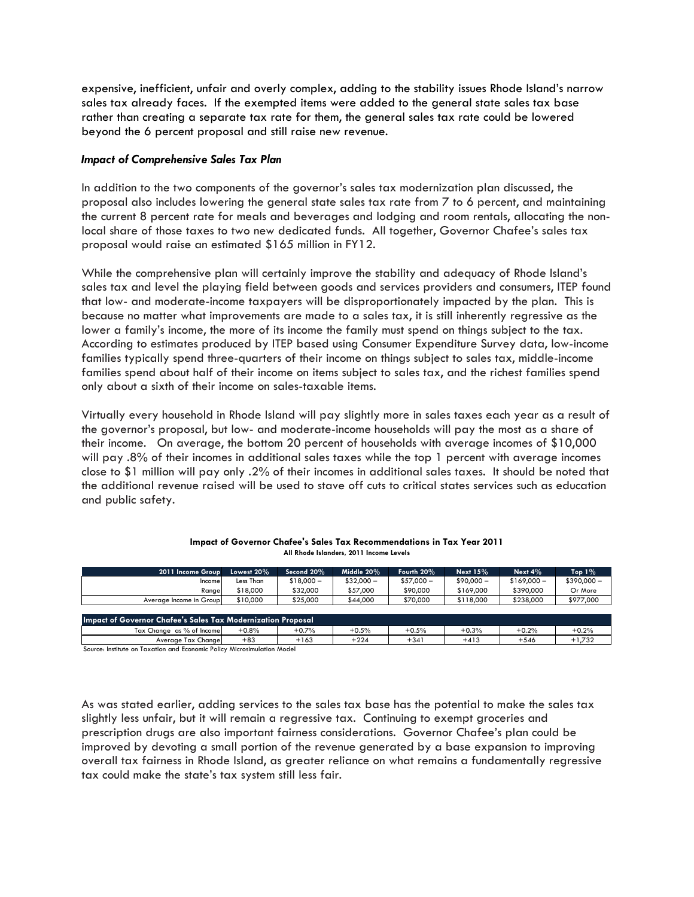expensive, inefficient, unfair and overly complex, adding to the stability issues Rhode Island's narrow sales tax already faces. If the exempted items were added to the general state sales tax base rather than creating a separate tax rate for them, the general sales tax rate could be lowered beyond the 6 percent proposal and still raise new revenue.

### *Impact of Comprehensive Sales Tax Plan*

In addition to the two components of the governor's sales tax modernization plan discussed, the proposal also includes lowering the general state sales tax rate from 7 to 6 percent, and maintaining the current 8 percent rate for meals and beverages and lodging and room rentals, allocating the non-local share of those taxes to two new dedicated funds. All together, Governor Chafee's sales tax proposal would raise an estimated $165 million in FY12.

While the comprehensive plan will certainly improve the stability and adequacy of Rhode Island's sales tax and level the playing field between goods and services providers and consumers, ITEP found that low- and moderate-income taxpayers will be disproportionately impacted by the plan. This is because no matter what improvements are made to a sales tax, it is still inherently regressive as the lower a family's income, the more of its income the family must spend on things subject to the tax. According to estimates produced by ITEP based using Consumer Expenditure Survey data, low-income families typically spend three-quarters of their income on things subject to sales tax, middle-income families spend about half of their income on items subject to sales tax, and the richest families spend only about a sixth of their income on sales-taxable items.

Virtually every household in Rhode Island will pay slightly more in sales taxes each year as a result of the governor's proposal, but low- and moderate-income households will pay the most as a share of their income. On average, the bottom 20 percent of households with average incomes of $10,000 will pay .8% of their incomes in additional sales taxes while the top 1 percent with average incomes close to $1 million will pay only .2% of their incomes in additional sales taxes. It should be noted that the additional revenue raised will be used to stave off cuts to critical states services such as education and public safety.

**Impact of Governor Chafee's Sales Tax Recommendations in Tax Year 2011**
**All Rhode Islanders, 2011 Income Levels**

| 2011 Income Group | Lowest 20% | Second 20% | Middle 20% | Fourth 20% | Next 15% | Next 4% | Top 1% |
|---|---|---|---|---|---|---|---|
| Income Range | Less Than $18,000 | $18,000 – $32,000 | $32,000 – $57,000 | $57,000 – $90,000 | $90,000 – $169,000 | $169,000 – $390,000 | $390,000 – Or More |
| Average Income in Group | $10,000 | $25,000 | $44,000 | $70,000 | $118,000 | $238,000 | $977,000 |
| **Impact of Governor Chafee's Sales Tax Modernization Proposal** | | | | | | | |
| Tax Change as % of Income | +0.8% | +0.7% | +0.5% | +0.5% | +0.3% | +0.2% | +0.2% |
| Average Tax Change | +83 | +163 | +224 | +341 | +413 | +546 | +1,732 |

Source: Institute on Taxation and Economic Policy Microsimulation Model

As was stated earlier, adding services to the sales tax base has the potential to make the sales tax slightly less unfair, but it will remain a regressive tax. Continuing to exempt groceries and prescription drugs are also important fairness considerations. Governor Chafee's plan could be improved by devoting a small portion of the revenue generated by a base expansion to improving overall tax fairness in Rhode Island, as greater reliance on what remains a fundamentally regressive tax could make the state's tax system still less fair.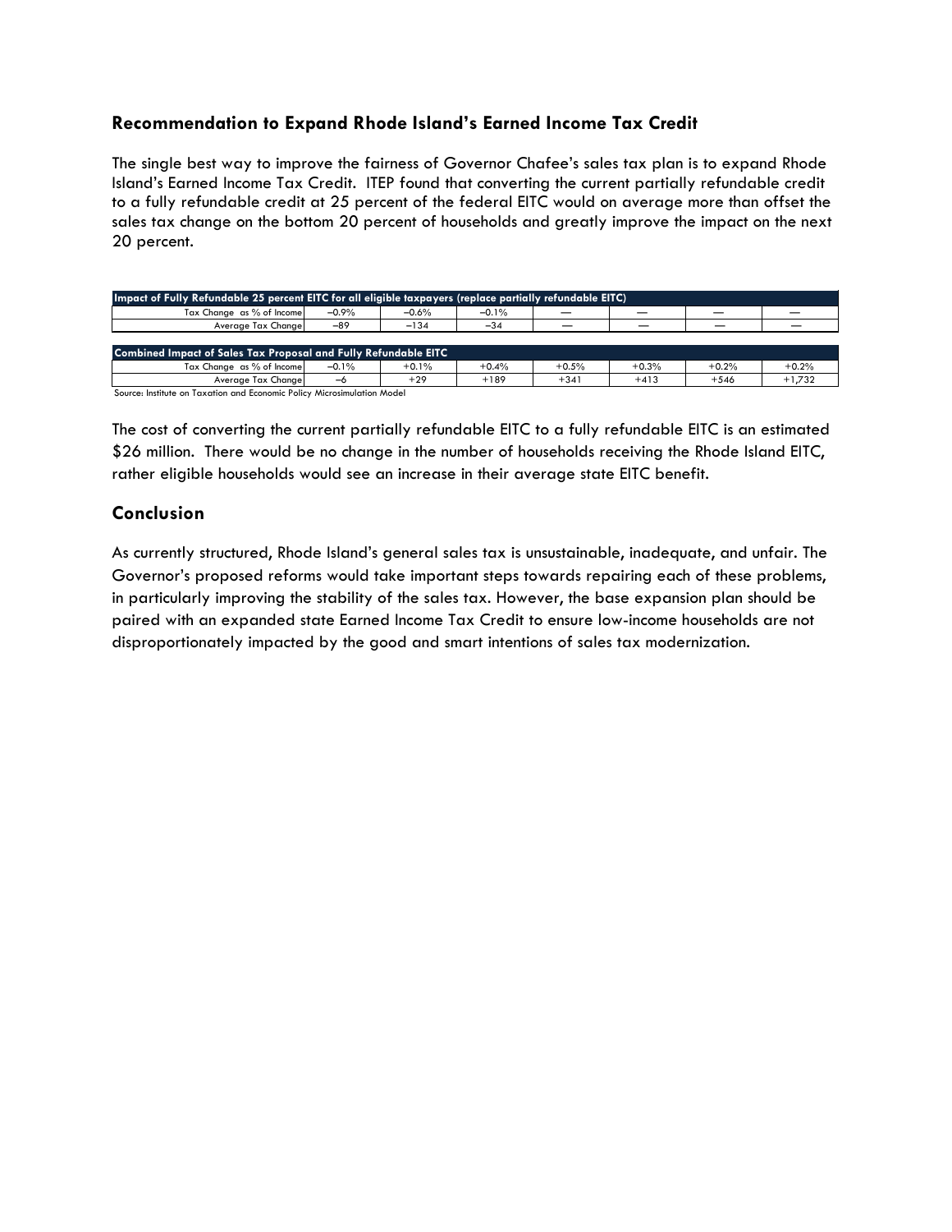## Recommendation to Expand Rhode Island's Earned Income Tax Credit

The single best way to improve the fairness of Governor Chafee's sales tax plan is to expand Rhode Island's Earned Income Tax Credit. ITEP found that converting the current partially refundable credit to a fully refundable credit at 25 percent of the federal EITC would on average more than offset the sales tax change on the bottom 20 percent of households and greatly improve the impact on the next 20 percent.

| Impact of Fully Refundable 25 percent EITC for all eligible taxpayers (replace partially refundable EITC) | | | | | | | |
|---|---|---|---|---|---|---|---|
| Tax Change as % of Income | –0.9% | –0.6% | –0.1% | — | — | — | — |
| Average Tax Change | –89 | –134 | –34 | — | — | — | — |

| Combined Impact of Sales Tax Proposal and Fully Refundable EITC | | | | | | | |
|---|---|---|---|---|---|---|---|
| Tax Change as % of Income | –0.1% | +0.1% | +0.4% | +0.5% | +0.3% | +0.2% | +0.2% |
| Average Tax Change | –6 | +29 | +189 | +341 | +413 | +546 | +1,732 |

Source: Institute on Taxation and Economic Policy Microsimulation Model

The cost of converting the current partially refundable EITC to a fully refundable EITC is an estimated $26 million. There would be no change in the number of households receiving the Rhode Island EITC, rather eligible households would see an increase in their average state EITC benefit.

## Conclusion

As currently structured, Rhode Island's general sales tax is unsustainable, inadequate, and unfair. The Governor's proposed reforms would take important steps towards repairing each of these problems, in particularly improving the stability of the sales tax. However, the base expansion plan should be paired with an expanded state Earned Income Tax Credit to ensure low-income households are not disproportionately impacted by the good and smart intentions of sales tax modernization.